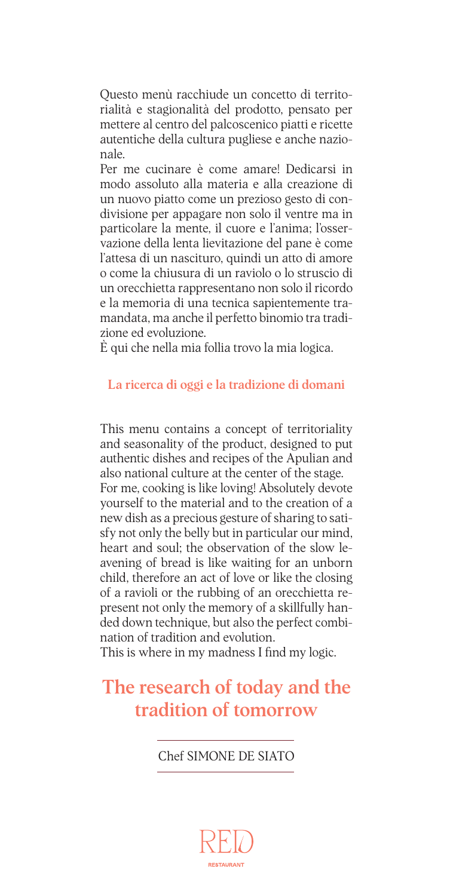Questo menù racchiude un concetto di territorialità e stagionalità del prodotto, pensato per mettere al centro del palcoscenico piatti e ricette autentiche della cultura pugliese e anche nazionale.

Per me cucinare è come amare! Dedicarsi in modo assoluto alla materia e alla creazione di un nuovo piatto come un prezioso gesto di condivisione per appagare non solo il ventre ma in particolare la mente, il cuore e l'anima; l'osservazione della lenta lievitazione del pane è come l'attesa di un nascituro, quindi un atto di amore o come la chiusura di un raviolo o lo struscio di un orecchietta rappresentano non solo il ricordo e la memoria di una tecnica sapientemente tramandata, ma anche il perfetto binomio tra tradizione ed evoluzione.

È qui che nella mia follia trovo la mia logica.

**La ricerca di oggi e la tradizione di domani**

This menu contains a concept of territoriality and seasonality of the product, designed to put authentic dishes and recipes of the Apulian and also national culture at the center of the stage.

For me, cooking is like loving! Absolutely devote yourself to the material and to the creation of a new dish as a precious gesture of sharing to satisfy not only the belly but in particular our mind, heart and soul; the observation of the slow leavening of bread is like waiting for an unborn child, therefore an act of love or like the closing of a ravioli or the rubbing of an orecchietta represent not only the memory of a skillfully handed down technique, but also the perfect combination of tradition and evolution.

This is where in my madness I find my logic.

## The research of today and the tradition of tomorrow

Chef SIMONE DE SIATO

RED RESTAURANT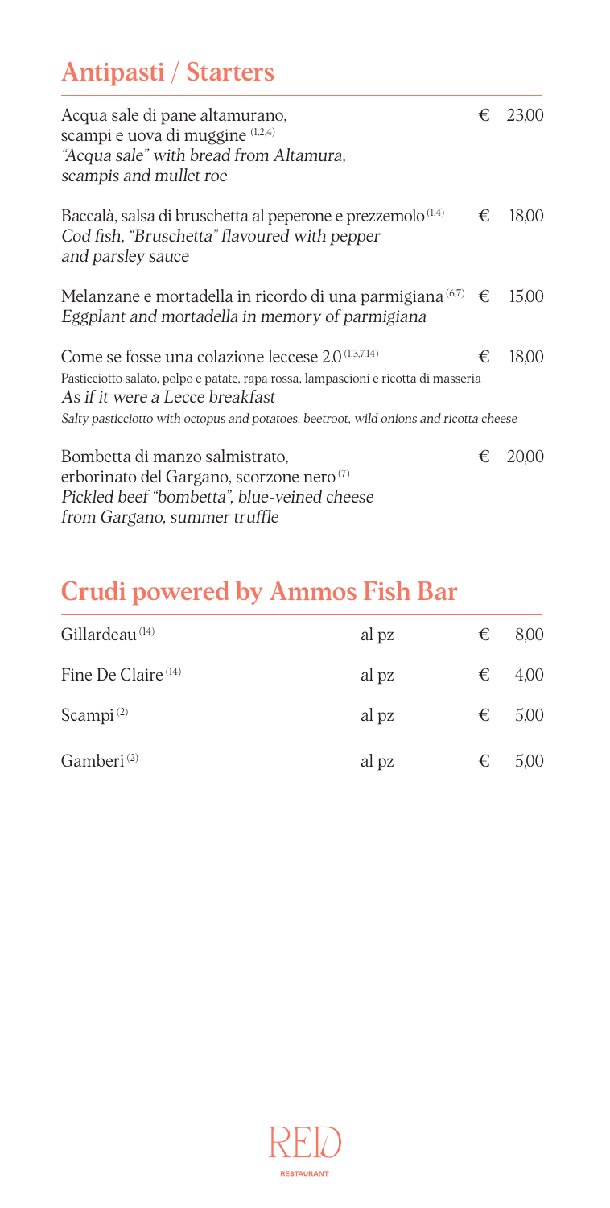## Antipasti / Starters

Acqua sale di pane altamurano, scampi e uova di muggine [1,2,4] — € 23,00
*"Acqua sale" with bread from Altamura, scampis and mullet roe*

Baccalà, salsa di bruschetta al peperone e prezzemolo [1,4] — € 18,00
*Cod fish, "Bruschetta" flavoured with pepper and parsley sauce*

Melanzane e mortadella in ricordo di una parmigiana [6,7] — € 15,00
*Eggplant and mortadella in memory of parmigiana*

Come se fosse una colazione leccese 2.0 [1,3,7,14] — € 18,00
Pasticciotto salato, polpo e patate, rapa rossa, lampascioni e ricotta di masseria
*As if it were a Lecce breakfast*
*Salty pasticciotto with octopus and potatoes, beetroot, wild onions and ricotta cheese*

Bombetta di manzo salmistrato, erborinato del Gargano, scorzone nero [7] — € 20,00
*Pickled beef "bombetta", blue-veined cheese from Gargano, summer truffle*

## Crudi powered by Ammos Fish Bar

| Item | Unit | Price |
|---|---|---|
| Gillardeau [14] | al pz | € 8,00 |
| Fine De Claire [14] | al pz | € 4,00 |
| Scampi [2] | al pz | € 5,00 |
| Gamberi [2] | al pz | € 5,00 |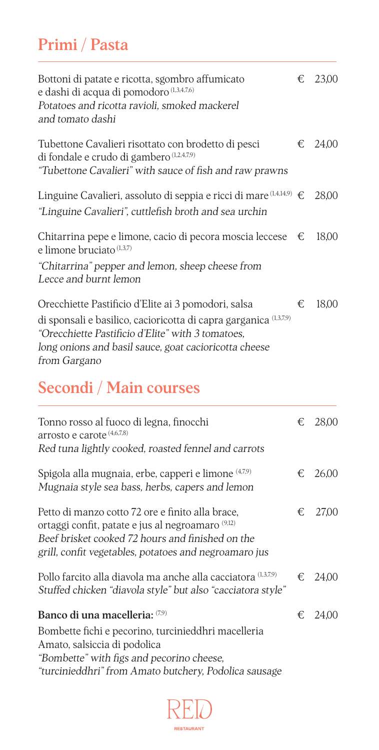## Primi / Pasta

Bottoni di patate e ricotta, sgombro affumicato e dashi di acqua di pomodoro [1,3,4,7,6] — € 23,00
*Potatoes and ricotta ravioli, smoked mackerel and tomato dashi*

Tubettone Cavalieri risottato con brodetto di pesci di fondale e crudo di gambero [1,2,4,7,9] — € 24,00
*"Tubettone Cavalieri" with sauce of fish and raw prawns*

Linguine Cavalieri, assoluto di seppia e ricci di mare [1,4,14,9] — € 28,00
*"Linguine Cavalieri", cuttlefish broth and sea urchin*

Chitarrina pepe e limone, cacio di pecora moscia leccese e limone bruciato [1,3,7] — € 18,00
*"Chitarrina" pepper and lemon, sheep cheese from Lecce and burnt lemon*

Orecchiette Pastificio d'Elite ai 3 pomodori, salsa di sponsali e basilico, cacioricotta di capra garganica [1,3,7,9] — € 18,00
*"Orecchiette Pastificio d'Elite" with 3 tomatoes, long onions and basil sauce, goat cacioricotta cheese from Gargano*

## Secondi / Main courses

Tonno rosso al fuoco di legna, finocchi arrosto e carote [4,6,7,8] — € 28,00
*Red tuna lightly cooked, roasted fennel and carrots*

Spigola alla mugnaia, erbe, capperi e limone [4,7,9] — € 26,00
*Mugnaia style sea bass, herbs, capers and lemon*

Petto di manzo cotto 72 ore e finito alla brace, ortaggi confit, patate e jus al negroamaro [9,12] — € 27,00
*Beef brisket cooked 72 hours and finished on the grill, confit vegetables, potatoes and negroamaro jus*

Pollo farcito alla diavola ma anche alla cacciatora [1,3,7,9] — € 24,00
*Stuffed chicken "diavola style" but also "cacciatora style"*

**Banco di una macelleria:** [7,9] — € 24,00

Bombette fichi e pecorino, turcinieddhri macelleria Amato, salsiccia di podolica
*"Bombette" with figs and pecorino cheese, "turcinieddhri" from Amato butchery, Podolica sausage*

RED RESTAURANT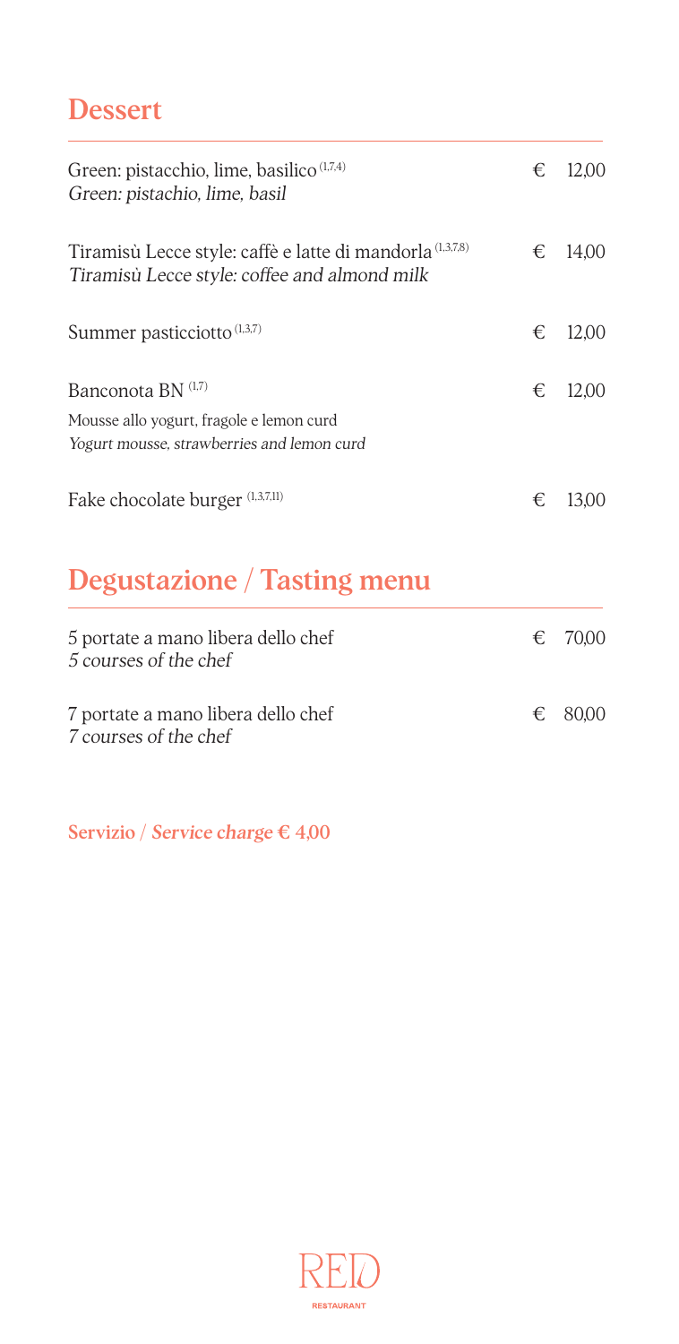## Dessert

| | | |
|---|---|---|
| Green: pistacchio, lime, basilico [1,7,4]<br>*Green: pistachio, lime, basil* | € | 12,00 |
| Tiramisù Lecce style: caffè e latte di mandorla [1,3,7,8]<br>*Tiramisù Lecce style: coffee and almond milk* | € | 14,00 |
| Summer pasticciotto [1,3,7] | € | 12,00 |
| Banconota BN [1,7]<br>Mousse allo yogurt, fragole e lemon curd<br>*Yogurt mousse, strawberries and lemon curd* | € | 12,00 |
| Fake chocolate burger [1,3,7,11] | € | 13,00 |

## Degustazione / Tasting menu

| | | |
|---|---|---|
| 5 portate a mano libera dello chef<br>*5 courses of the chef* | € | 70,00 |
| 7 portate a mano libera dello chef<br>*7 courses of the chef* | € | 80,00 |

**Servizio / *Service charge* € 4,00**

RED RESTAURANT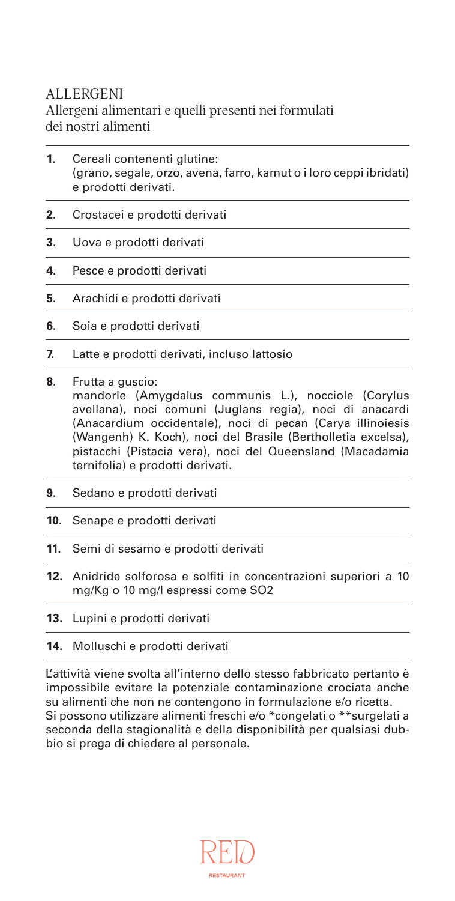# ALLERGENI

Allergeni alimentari e quelli presenti nei formulati dei nostri alimenti

1. Cereali contenenti glutine: (grano, segale, orzo, avena, farro, kamut o i loro ceppi ibridati) e prodotti derivati.
2. Crostacei e prodotti derivati
3. Uova e prodotti derivati
4. Pesce e prodotti derivati
5. Arachidi e prodotti derivati
6. Soia e prodotti derivati
7. Latte e prodotti derivati, incluso lattosio
8. Frutta a guscio: mandorle (Amygdalus communis L.), nocciole (Corylus avellana), noci comuni (Juglans regia), noci di anacardi (Anacardium occidentale), noci di pecan (Carya illinoiesis (Wangenh) K. Koch), noci del Brasile (Bertholletia excelsa), pistacchi (Pistacia vera), noci del Queensland (Macadamia ternifolia) e prodotti derivati.
9. Sedano e prodotti derivati
10. Senape e prodotti derivati
11. Semi di sesamo e prodotti derivati
12. Anidride solforosa e solfiti in concentrazioni superiori a 10 mg/Kg o 10 mg/l espressi come $SO_2$
13. Lupini e prodotti derivati
14. Molluschi e prodotti derivati

L'attività viene svolta all'interno dello stesso fabbricato pertanto è impossibile evitare la potenziale contaminazione crociata anche su alimenti che non ne contengono in formulazione e/o ricetta.
Si possono utilizzare alimenti freschi e/o *congelati o **surgelati a seconda della stagionalità e della disponibilità per qualsiasi dubbio si prega di chiedere al personale.

RED
RESTAURANT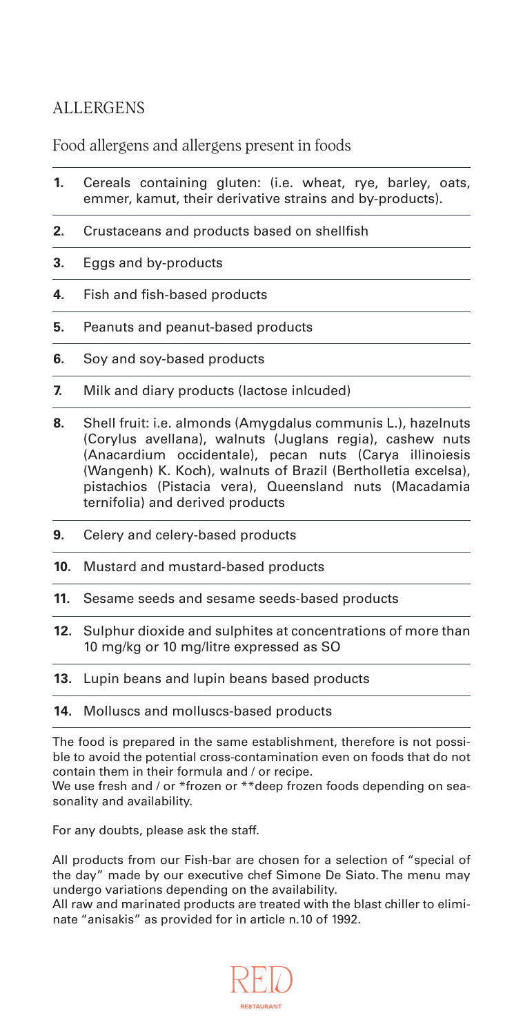# ALLERGENS

## Food allergens and allergens present in foods

1. Cereals containing gluten: (i.e. wheat, rye, barley, oats, emmer, kamut, their derivative strains and by-products).
2. Crustaceans and products based on shellfish
3. Eggs and by-products
4. Fish and fish-based products
5. Peanuts and peanut-based products
6. Soy and soy-based products
7. Milk and diary products (lactose inlcuded)
8. Shell fruit: i.e. almonds (Amygdalus communis L.), hazelnuts (Corylus avellana), walnuts (Juglans regia), cashew nuts (Anacardium occidentale), pecan nuts (Carya illinoiesis (Wangenh) K. Koch), walnuts of Brazil (Bertholletia excelsa), pistachios (Pistacia vera), Queensland nuts (Macadamia ternifolia) and derived products
9. Celery and celery-based products
10. Mustard and mustard-based products
11. Sesame seeds and sesame seeds-based products
12. Sulphur dioxide and sulphites at concentrations of more than 10 mg/kg or 10 mg/litre expressed as SO
13. Lupin beans and lupin beans based products
14. Molluscs and molluscs-based products

The food is prepared in the same establishment, therefore is not possible to avoid the potential cross-contamination even on foods that do not contain them in their formula and / or recipe.
We use fresh and / or *frozen or **deep frozen foods depending on seasonality and availability.

For any doubts, please ask the staff.

All products from our Fish-bar are chosen for a selection of "special of the day" made by our executive chef Simone De Siato. The menu may undergo variations depending on the availability.
All raw and marinated products are treated with the blast chiller to eliminate "anisakis" as provided for in article n.10 of 1992.

RED
RESTAURANT